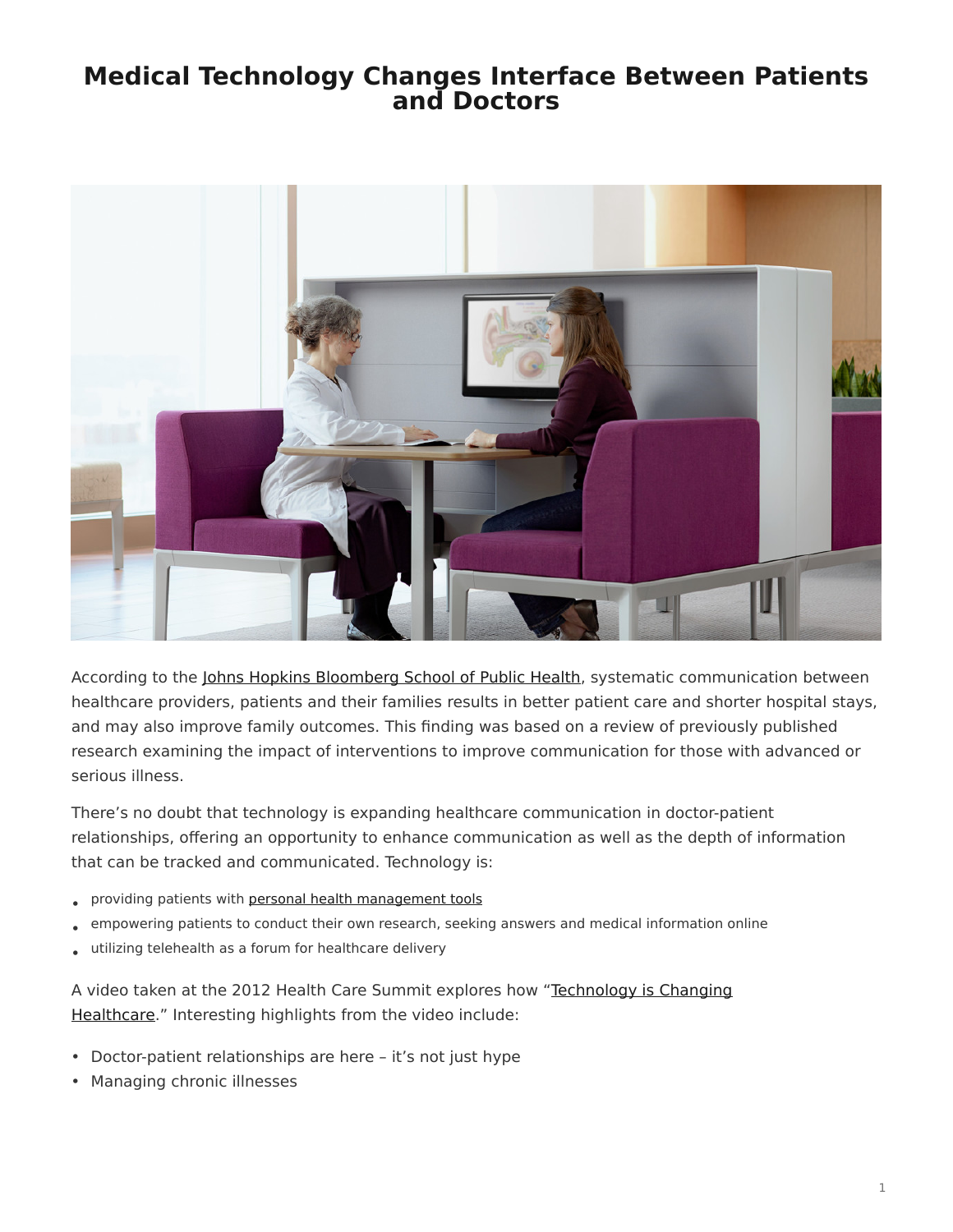# Medical Technology Changes Interface Between Patients and Doctors

According to the Johns Hopkins Bloomberg School of Public Health, systematic communication between healthcare providers, patients and their families results in better patient care and shorter hospital stays, and may also improve family outcomes. This finding was based on a review of previously published research examining the impact of interventions to improve communication for those with advanced or serious illness.

There's no doubt that technology is expanding healthcare communication in doctor-patient relationships, offering an opportunity to enhance communication as well as the depth of information that can be tracked and communicated. Technology is:

- providing patients with personal health management tools
- empowering patients to conduct their own research, seeking answers and medical information online
- utilizing telehealth as a forum for healthcare delivery

A video taken at the 2012 Health Care Summit explores how "Technology is Changing Healthcare." Interesting highlights from the video include:

- Doctor-patient relationships are here – it's not just hype
- Managing chronic illnesses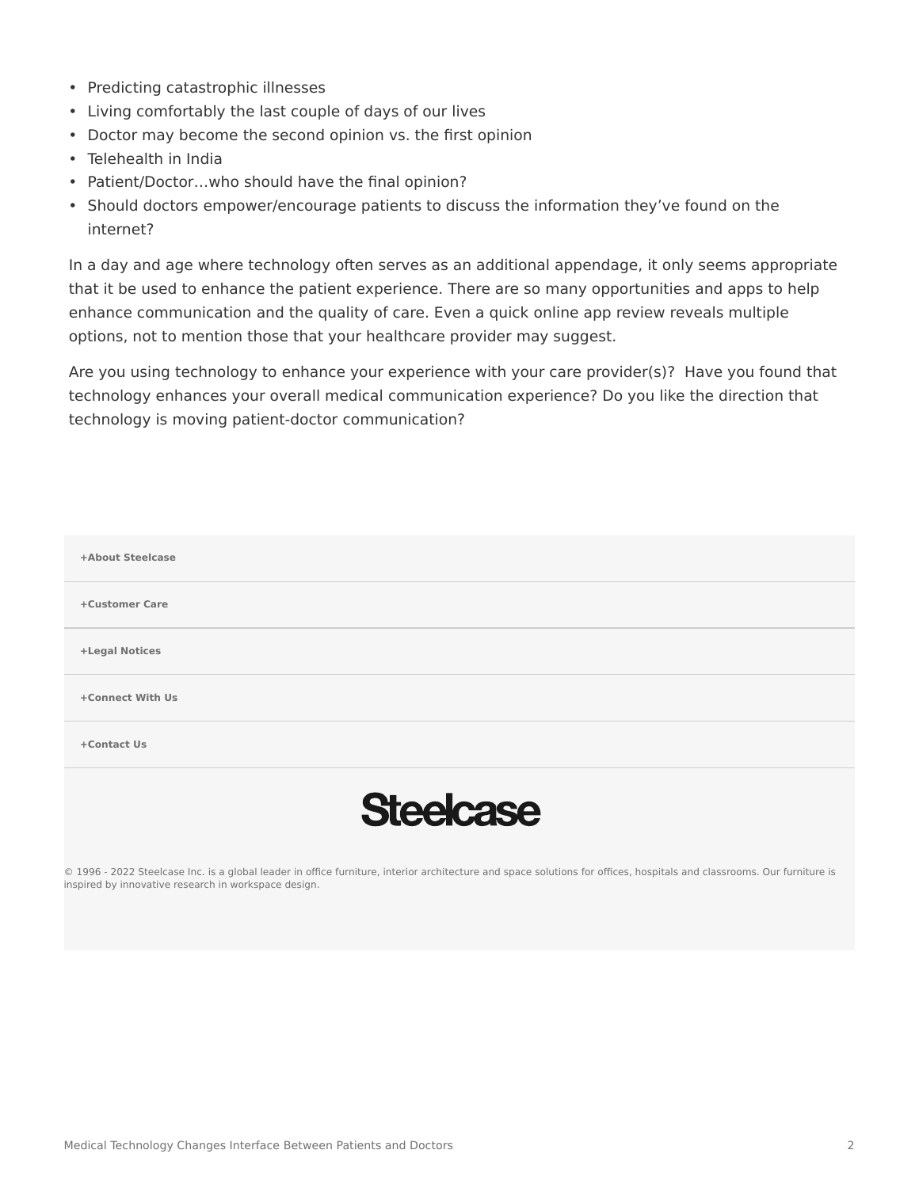- Predicting catastrophic illnesses
- Living comfortably the last couple of days of our lives
- Doctor may become the second opinion vs. the first opinion
- Telehealth in India
- Patient/Doctor…who should have the final opinion?
- Should doctors empower/encourage patients to discuss the information they've found on the internet?

In a day and age where technology often serves as an additional appendage, it only seems appropriate that it be used to enhance the patient experience. There are so many opportunities and apps to help enhance communication and the quality of care. Even a quick online app review reveals multiple options, not to mention those that your healthcare provider may suggest.

Are you using technology to enhance your experience with your care provider(s)? Have you found that technology enhances your overall medical communication experience? Do you like the direction that technology is moving patient-doctor communication?

**+About Steelcase**

**+Customer Care**

**+Legal Notices**

**+Connect With Us**

**+Contact Us**

Steelcase

© 1996 - 2022 Steelcase Inc. is a global leader in office furniture, interior architecture and space solutions for offices, hospitals and classrooms. Our furniture is inspired by innovative research in workspace design.